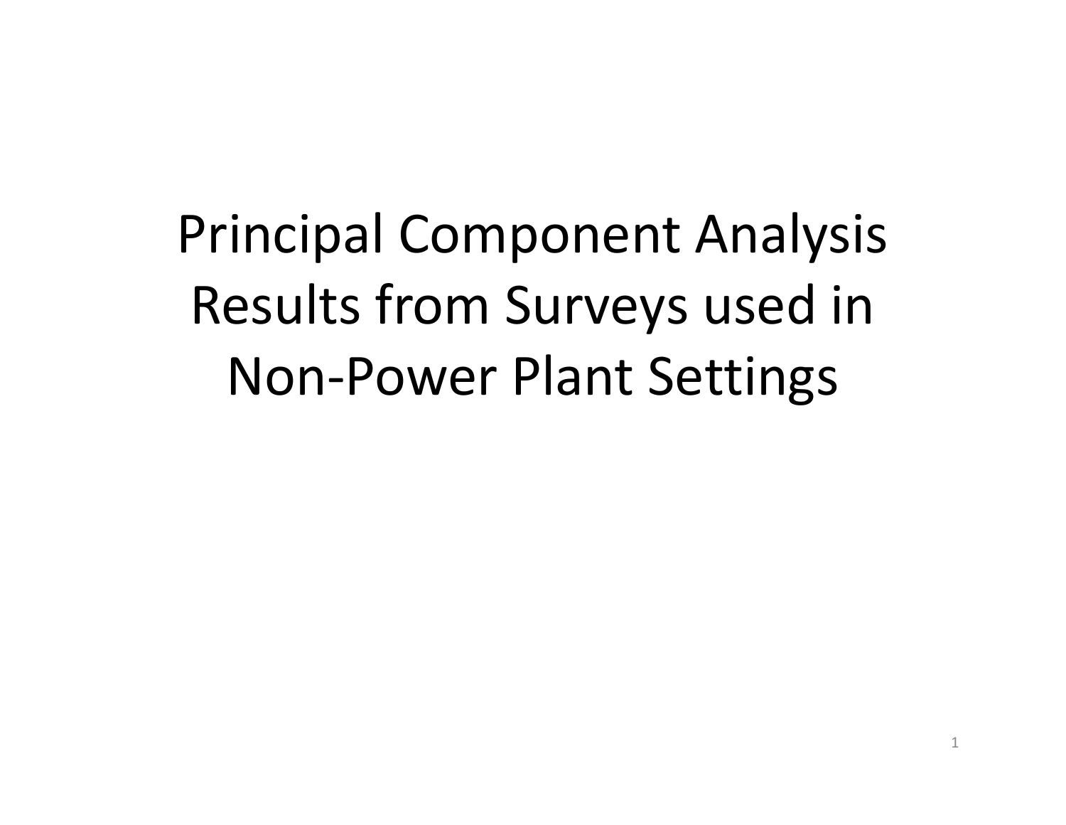# Principal Component Analysis Results from Surveys used in Non-Power Plant Settings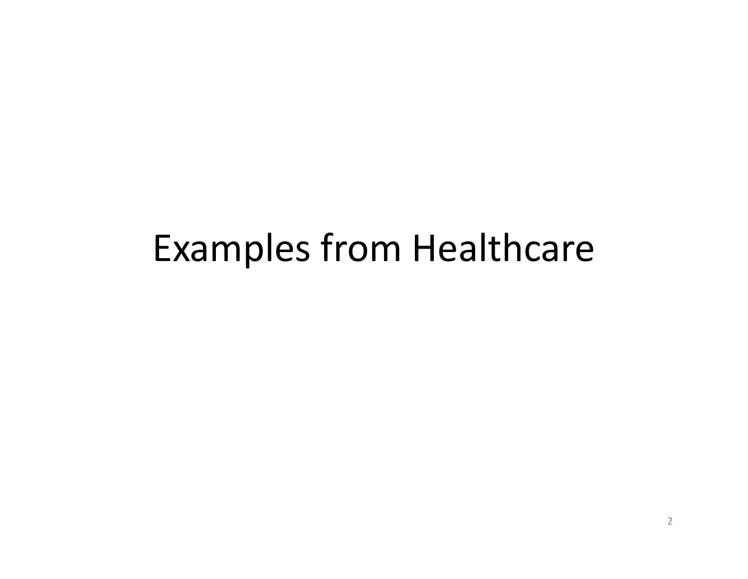# Examples from Healthcare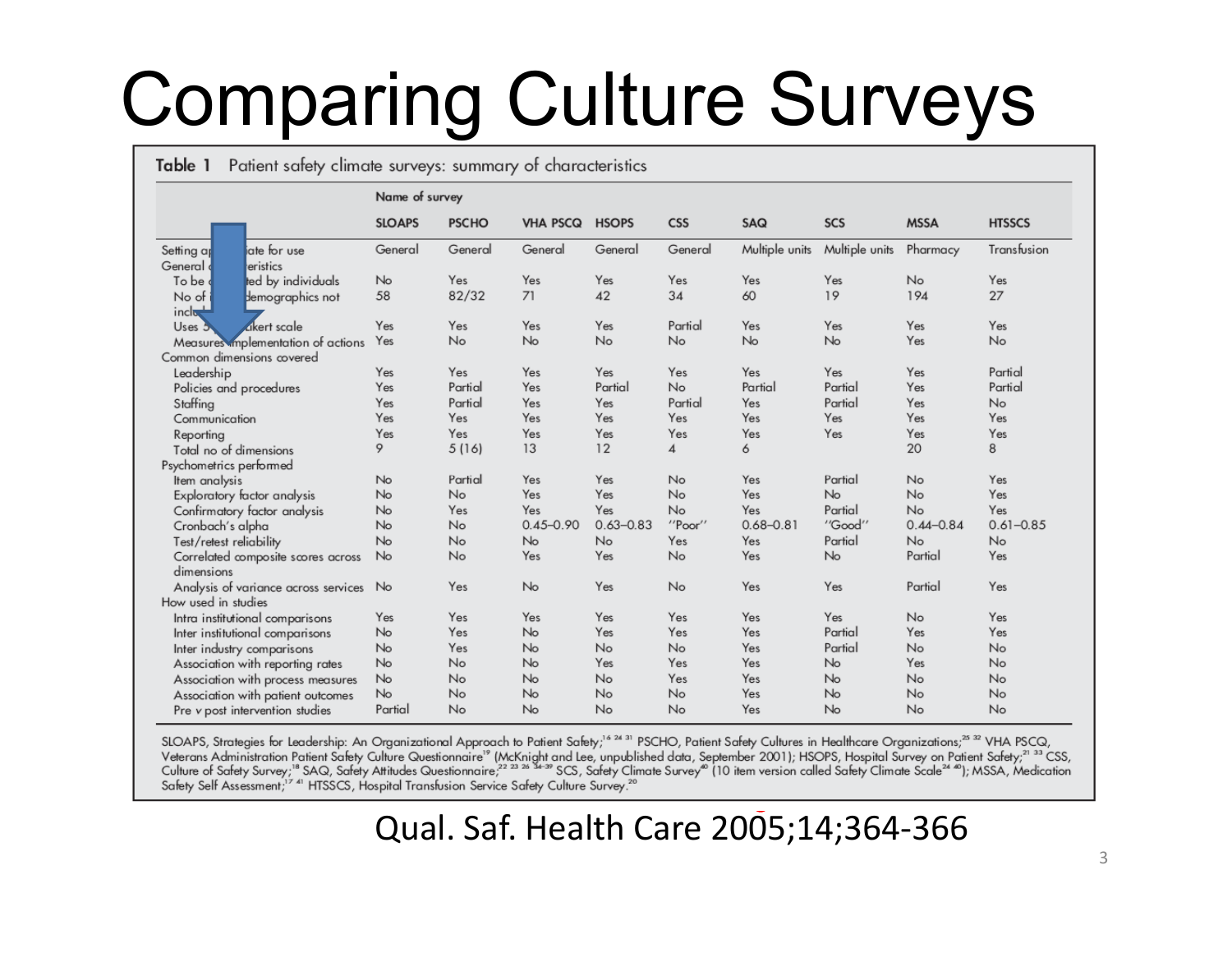# Comparing Culture Surveys

**Table 1** Patient safety climate surveys: summary of characteristics

| | Name of survey | | | | | | | | |
|---|---|---|---|---|---|---|---|---|---|
| | SLOAPS | PSCHO | VHA PSCQ | HSOPS | CSS | SAQ | SCS | MSSA | HTSSCS |
| Setting appropriate for use | General | General | General | General | General | Multiple units | Multiple units | Pharmacy | Transfusion |
| General characteristics | | | | | | | | | |
| To be completed by individuals | No | Yes | Yes | Yes | Yes | Yes | Yes | No | Yes |
| No of items, demographics not included | 58 | 82/32 | 71 | 42 | 34 | 60 | 19 | 194 | 27 |
| Uses 5 point Likert scale | Yes | Yes | Yes | Yes | Partial | Yes | Yes | Yes | Yes |
| Measures implementation of actions | Yes | No | No | No | No | No | No | Yes | No |
| Common dimensions covered | | | | | | | | | |
| Leadership | Yes | Yes | Yes | Yes | Yes | Yes | Yes | Yes | Partial |
| Policies and procedures | Yes | Partial | Yes | Partial | No | Partial | Partial | Yes | Partial |
| Staffing | Yes | Partial | Yes | Yes | Partial | Yes | Partial | Yes | No |
| Communication | Yes | Yes | Yes | Yes | Yes | Yes | Yes | Yes | Yes |
| Reporting | Yes | Yes | Yes | Yes | Yes | Yes | Yes | Yes | Yes |
| Total no of dimensions | 9 | 5 (16) | 13 | 12 | 4 | 6 | | 20 | 8 |
| Psychometrics performed | | | | | | | | | |
| Item analysis | No | Partial | Yes | Yes | No | Yes | Partial | No | Yes |
| Exploratory factor analysis | No | No | Yes | Yes | No | Yes | No | No | Yes |
| Confirmatory factor analysis | No | Yes | Yes | Yes | No | Yes | Partial | No | Yes |
| Cronbach's alpha | No | No | 0.45–0.90 | 0.63–0.83 | "Poor" | 0.68–0.81 | "Good" | 0.44–0.84 | 0.61–0.85 |
| Test/retest reliability | No | No | No | No | Yes | Yes | Partial | No | No |
| Correlated composite scores across dimensions | No | No | Yes | Yes | No | Yes | No | Partial | Yes |
| Analysis of variance across services | No | Yes | No | Yes | No | Yes | Yes | Partial | Yes |
| How used in studies | | | | | | | | | |
| Intra institutional comparisons | Yes | Yes | Yes | Yes | Yes | Yes | Yes | No | Yes |
| Inter institutional comparisons | No | Yes | No | Yes | Yes | Yes | Partial | Yes | Yes |
| Inter industry comparisons | No | Yes | No | No | No | Yes | Partial | No | No |
| Association with reporting rates | No | No | No | Yes | Yes | Yes | No | Yes | No |
| Association with process measures | No | No | No | No | Yes | Yes | No | No | No |
| Association with patient outcomes | No | No | No | No | No | Yes | No | No | No |
| Pre v post intervention studies | Partial | No | No | No | No | Yes | No | No | No |

SLOAPS, Strategies for Leadership: An Organizational Approach to Patient Safety;[16 24 31] PSCHO, Patient Safety Cultures in Healthcare Organizations;[25 32] VHA PSCQ, Veterans Administration Patient Safety Culture Questionnaire[19] (McKnight and Lee, unpublished data, September 2001); HSOPS, Hospital Survey on Patient Safety;[21 33] CSS, Culture of Safety Survey;[18] SAQ, Safety Attitudes Questionnaire;[22 23 26 34–39] SCS, Safety Climate Survey[40] (10 item version called Safety Climate Scale[24 40]); MSSA, Medication Safety Self Assessment;[17 41] HTSSCS, Hospital Transfusion Service Safety Culture Survey.[20]

Qual. Saf. Health Care 2005;14;364-366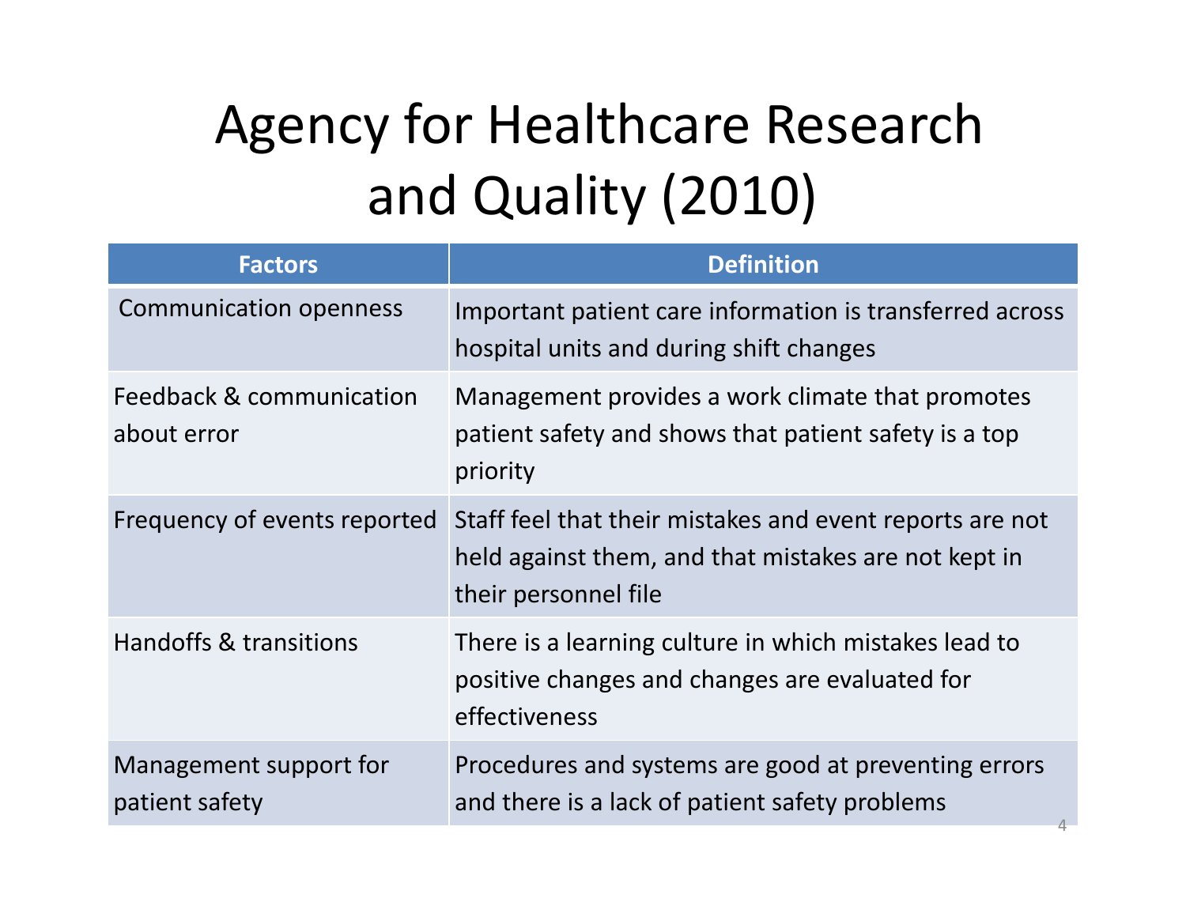# Agency for Healthcare Research and Quality (2010)

| Factors | Definition |
| --- | --- |
| Communication openness | Important patient care information is transferred across hospital units and during shift changes |
| Feedback & communication about error | Management provides a work climate that promotes patient safety and shows that patient safety is a top priority |
| Frequency of events reported | Staff feel that their mistakes and event reports are not held against them, and that mistakes are not kept in their personnel file |
| Handoffs & transitions | There is a learning culture in which mistakes lead to positive changes and changes are evaluated for effectiveness |
| Management support for patient safety | Procedures and systems are good at preventing errors and there is a lack of patient safety problems |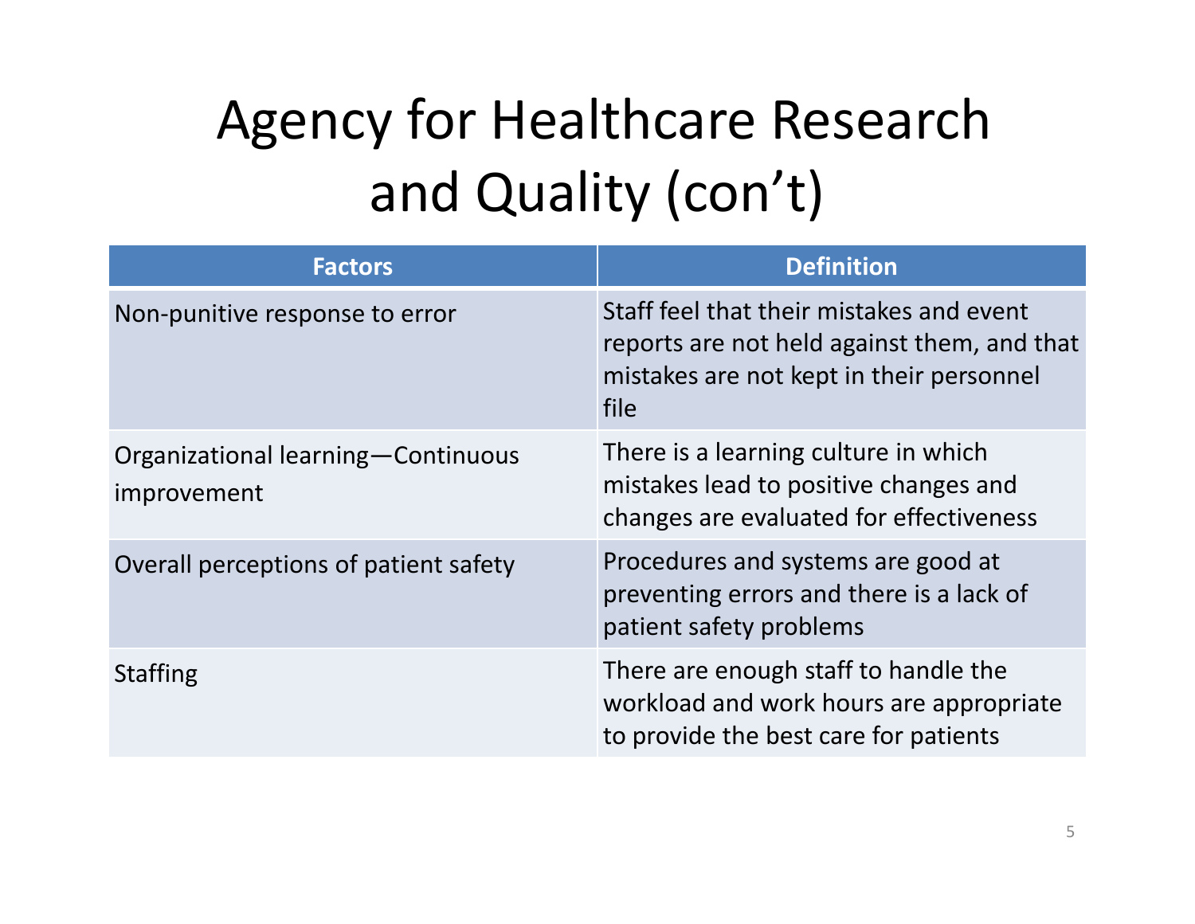# Agency for Healthcare Research and Quality (con't)

| Factors | Definition |
| --- | --- |
| Non-punitive response to error | Staff feel that their mistakes and event reports are not held against them, and that mistakes are not kept in their personnel file |
| Organizational learning—Continuous improvement | There is a learning culture in which mistakes lead to positive changes and changes are evaluated for effectiveness |
| Overall perceptions of patient safety | Procedures and systems are good at preventing errors and there is a lack of patient safety problems |
| Staffing | There are enough staff to handle the workload and work hours are appropriate to provide the best care for patients |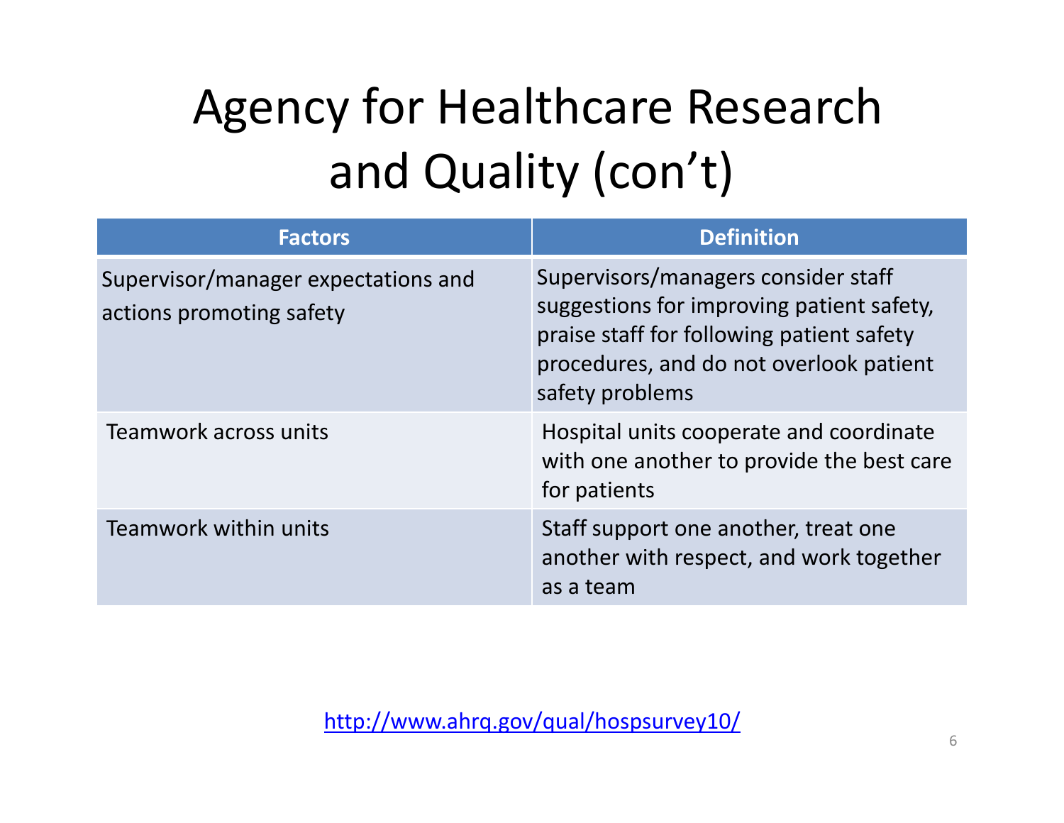# Agency for Healthcare Research and Quality (con't)

| Factors | Definition |
|---|---|
| Supervisor/manager expectations and actions promoting safety | Supervisors/managers consider staff suggestions for improving patient safety, praise staff for following patient safety procedures, and do not overlook patient safety problems |
| Teamwork across units | Hospital units cooperate and coordinate with one another to provide the best care for patients |
| Teamwork within units | Staff support one another, treat one another with respect, and work together as a team |

http://www.ahrq.gov/qual/hospsurvey10/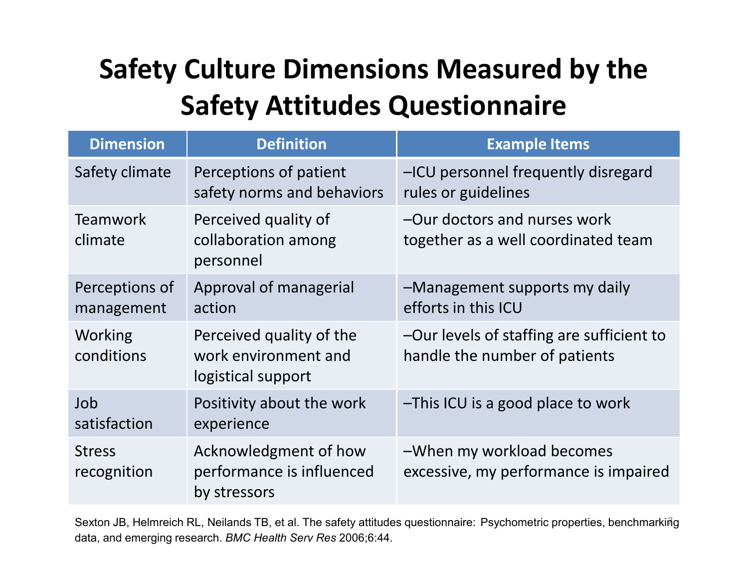# Safety Culture Dimensions Measured by the Safety Attitudes Questionnaire

| Dimension | Definition | Example Items |
| --- | --- | --- |
| Safety climate | Perceptions of patient safety norms and behaviors | –ICU personnel frequently disregard rules or guidelines |
| Teamwork climate | Perceived quality of collaboration among personnel | –Our doctors and nurses work together as a well coordinated team |
| Perceptions of management | Approval of managerial action | –Management supports my daily efforts in this ICU |
| Working conditions | Perceived quality of the work environment and logistical support | –Our levels of staffing are sufficient to handle the number of patients |
| Job satisfaction | Positivity about the work experience | –This ICU is a good place to work |
| Stress recognition | Acknowledgment of how performance is influenced by stressors | –When my workload becomes excessive, my performance is impaired |

Sexton JB, Helmreich RL, Neilands TB, et al. The safety attitudes questionnaire: Psychometric properties, benchmarking data, and emerging research. *BMC Health Serv Res* 2006;6:44.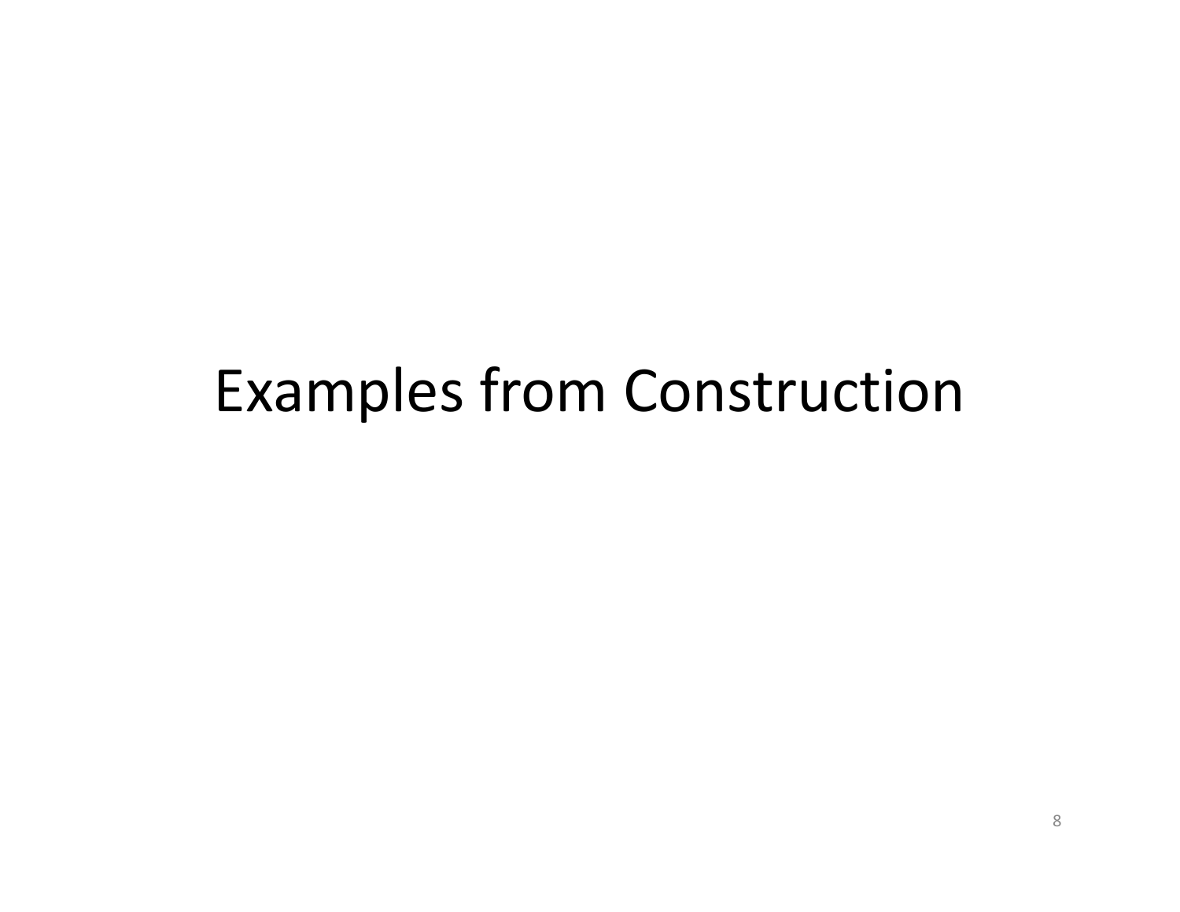# Examples from Construction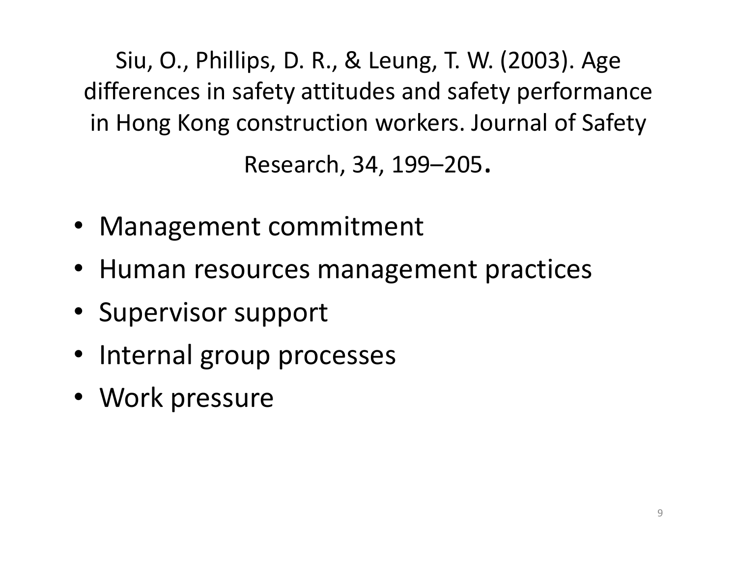Siu, O., Phillips, D. R., & Leung, T. W. (2003). Age differences in safety attitudes and safety performance in Hong Kong construction workers. Journal of Safety Research, 34, 199–205.

- Management commitment
- Human resources management practices
- Supervisor support
- Internal group processes
- Work pressure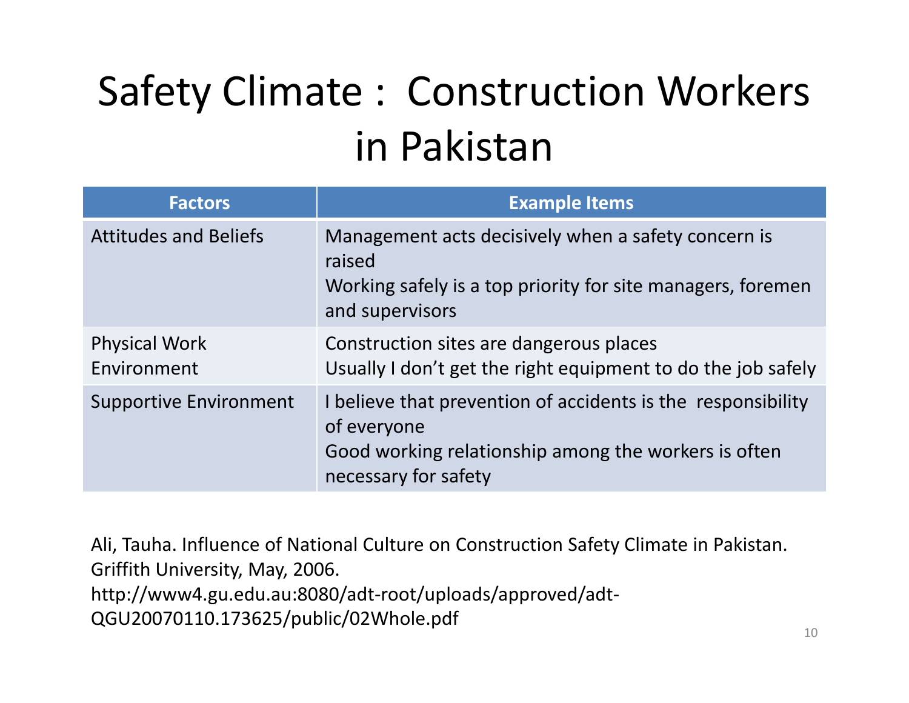# Safety Climate : Construction Workers in Pakistan

| Factors | Example Items |
|---|---|
| Attitudes and Beliefs | Management acts decisively when a safety concern is raised<br>Working safely is a top priority for site managers, foremen and supervisors |
| Physical Work Environment | Construction sites are dangerous places<br>Usually I don't get the right equipment to do the job safely |
| Supportive Environment | I believe that prevention of accidents is the responsibility of everyone<br>Good working relationship among the workers is often necessary for safety |

Ali, Tauha. Influence of National Culture on Construction Safety Climate in Pakistan. Griffith University, May, 2006.
http://www4.gu.edu.au:8080/adt-root/uploads/approved/adt-QGU20070110.173625/public/02Whole.pdf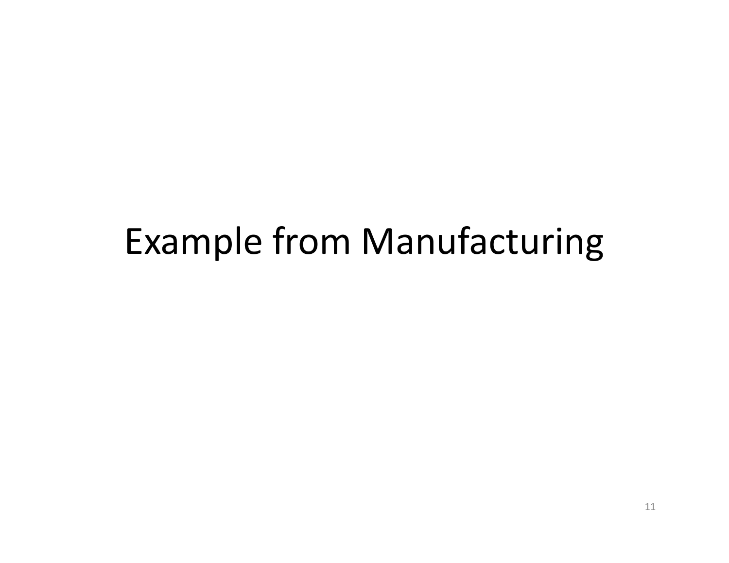# Example from Manufacturing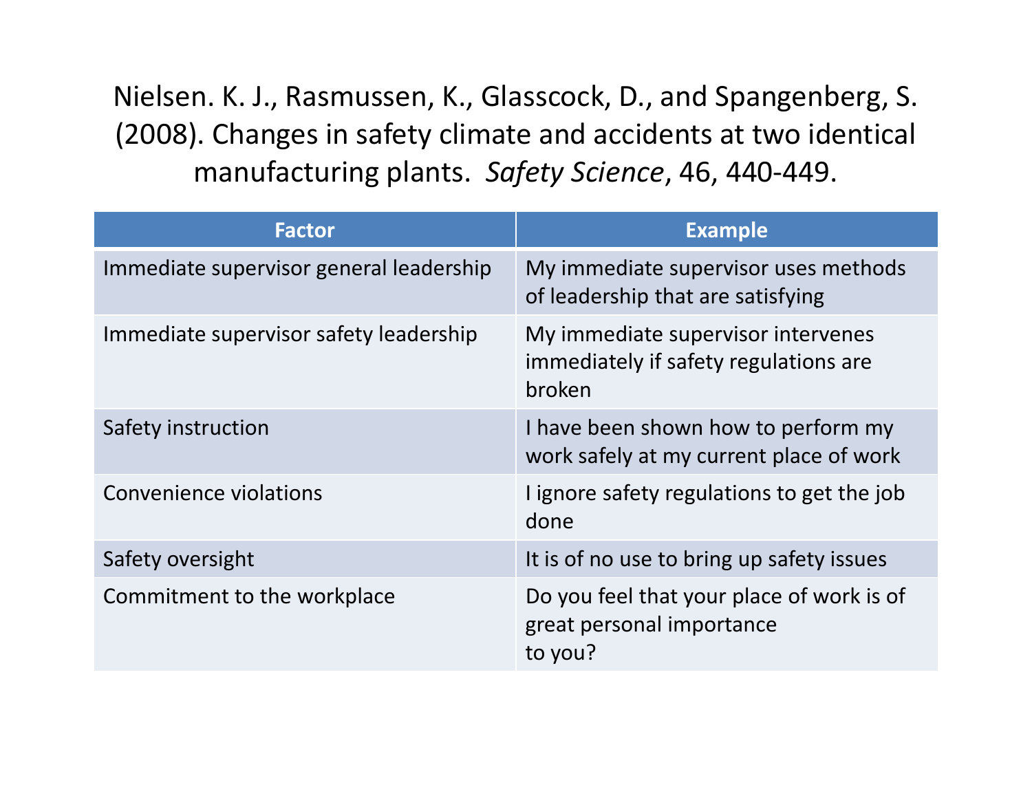Nielsen. K. J., Rasmussen, K., Glasscock, D., and Spangenberg, S. (2008). Changes in safety climate and accidents at two identical manufacturing plants. *Safety Science*, 46, 440-449.

| Factor | Example |
|---|---|
| Immediate supervisor general leadership | My immediate supervisor uses methods of leadership that are satisfying |
| Immediate supervisor safety leadership | My immediate supervisor intervenes immediately if safety regulations are broken |
| Safety instruction | I have been shown how to perform my work safely at my current place of work |
| Convenience violations | I ignore safety regulations to get the job done |
| Safety oversight | It is of no use to bring up safety issues |
| Commitment to the workplace | Do you feel that your place of work is of great personal importance to you? |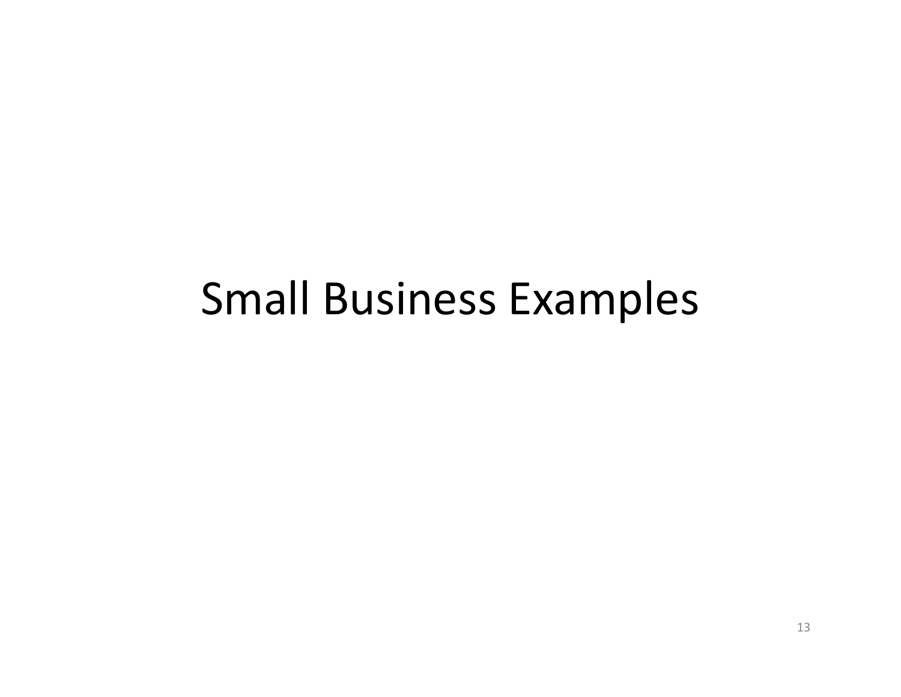# Small Business Examples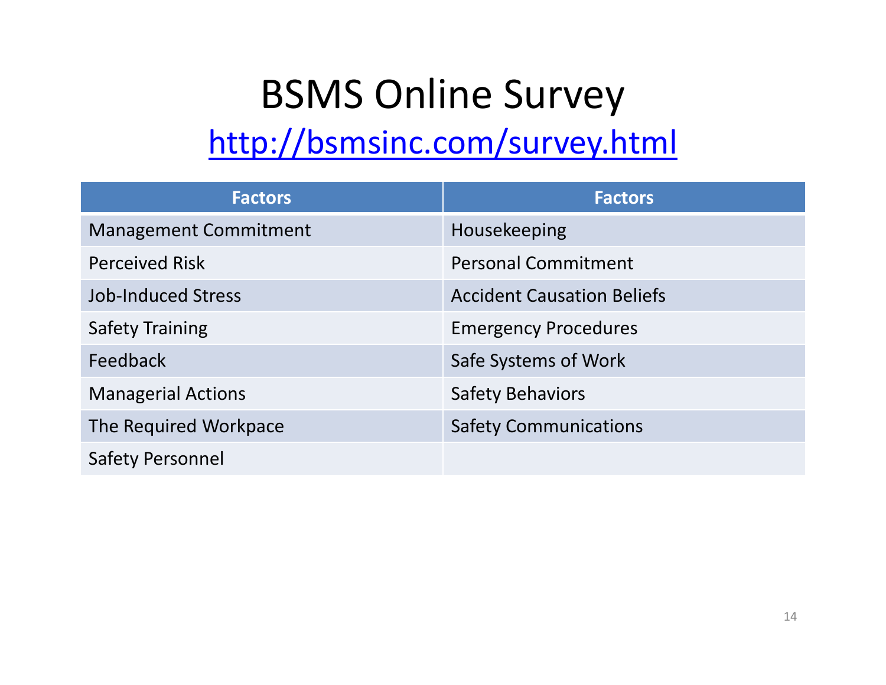# BSMS Online Survey

[http://bsmsinc.com/survey.html](http://bsmsinc.com/survey.html)

| Factors | Factors |
| --- | --- |
| Management Commitment | Housekeeping |
| Perceived Risk | Personal Commitment |
| Job-Induced Stress | Accident Causation Beliefs |
| Safety Training | Emergency Procedures |
| Feedback | Safe Systems of Work |
| Managerial Actions | Safety Behaviors |
| The Required Workpace | Safety Communications |
| Safety Personnel | |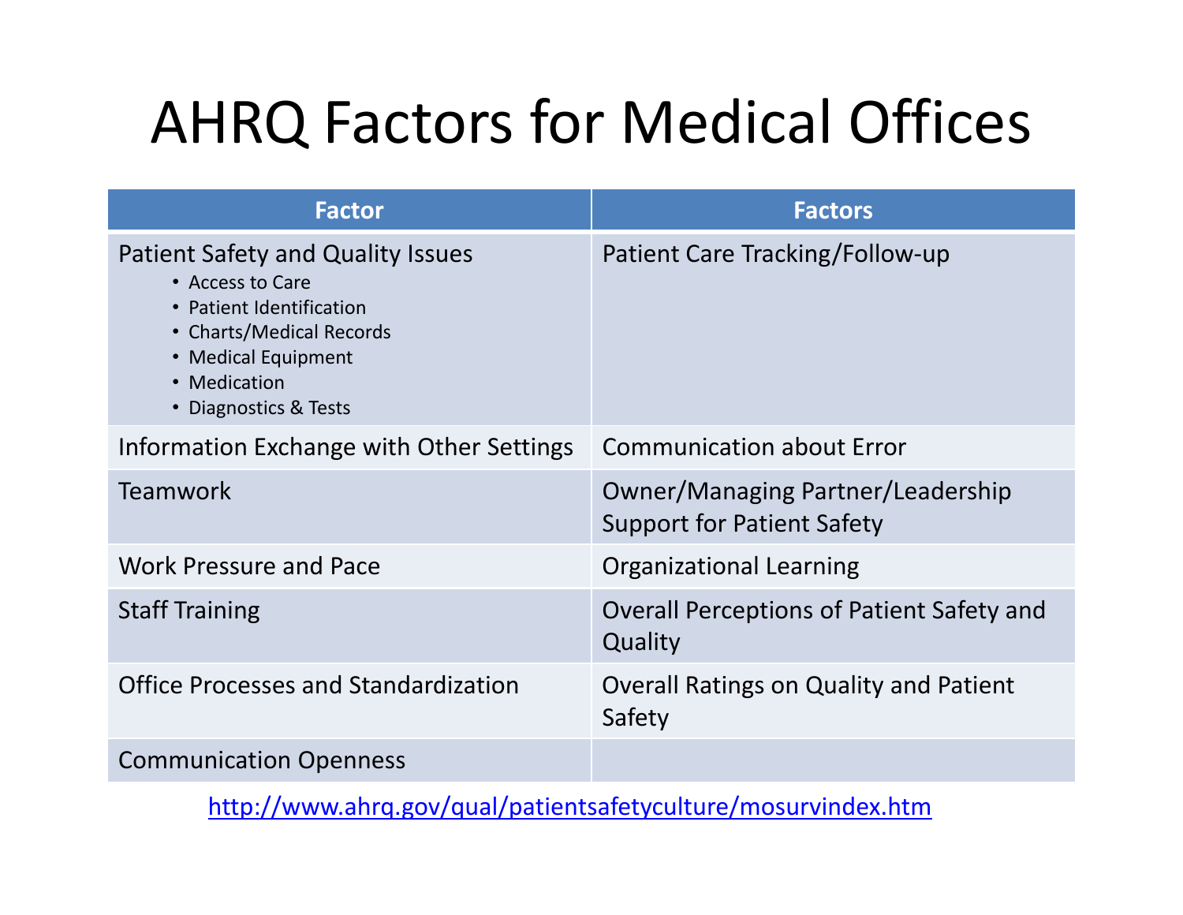# AHRQ Factors for Medical Offices

| Factor | Factors |
|---|---|
| Patient Safety and Quality Issues<br>• Access to Care<br>• Patient Identification<br>• Charts/Medical Records<br>• Medical Equipment<br>• Medication<br>• Diagnostics & Tests | Patient Care Tracking/Follow-up |
| Information Exchange with Other Settings | Communication about Error |
| Teamwork | Owner/Managing Partner/Leadership Support for Patient Safety |
| Work Pressure and Pace | Organizational Learning |
| Staff Training | Overall Perceptions of Patient Safety and Quality |
| Office Processes and Standardization | Overall Ratings on Quality and Patient Safety |
| Communication Openness | |

http://www.ahrq.gov/qual/patientsafetyculture/mosurvindex.htm